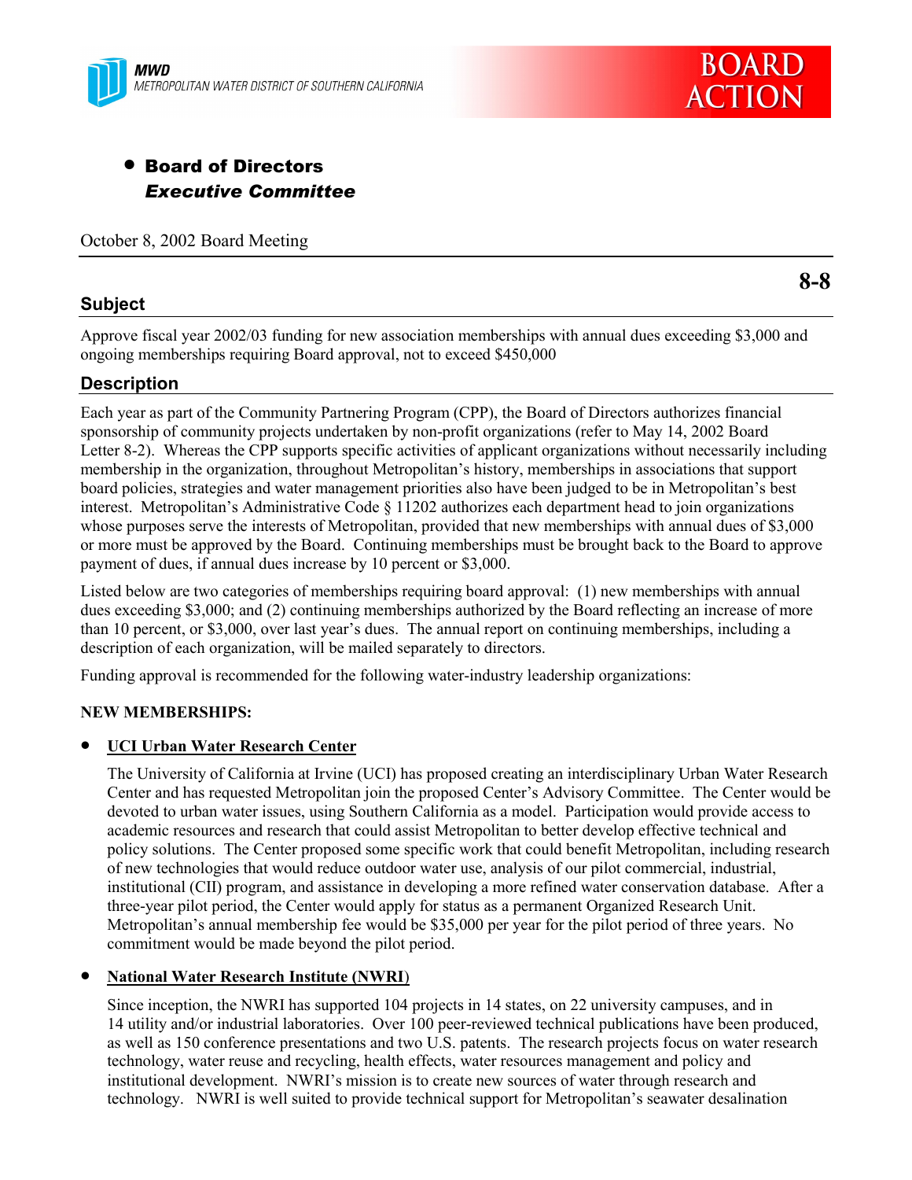MWD
METROPOLITAN WATER DISTRICT OF SOUTHERN CALIFORNIA

# BOARD ACTION

- **Board of Directors**
  ***Executive Committee***

October 8, 2002 Board Meeting

**8-8**

## Subject

Approve fiscal year 2002/03 funding for new association memberships with annual dues exceeding $3,000 and ongoing memberships requiring Board approval, not to exceed $450,000

## Description

Each year as part of the Community Partnering Program (CPP), the Board of Directors authorizes financial sponsorship of community projects undertaken by non-profit organizations (refer to May 14, 2002 Board Letter 8-2). Whereas the CPP supports specific activities of applicant organizations without necessarily including membership in the organization, throughout Metropolitan's history, memberships in associations that support board policies, strategies and water management priorities also have been judged to be in Metropolitan's best interest. Metropolitan's Administrative Code § 11202 authorizes each department head to join organizations whose purposes serve the interests of Metropolitan, provided that new memberships with annual dues of $3,000 or more must be approved by the Board. Continuing memberships must be brought back to the Board to approve payment of dues, if annual dues increase by 10 percent or $3,000.

Listed below are two categories of memberships requiring board approval: (1) new memberships with annual dues exceeding $3,000; and (2) continuing memberships authorized by the Board reflecting an increase of more than 10 percent, or $3,000, over last year's dues. The annual report on continuing memberships, including a description of each organization, will be mailed separately to directors.

Funding approval is recommended for the following water-industry leadership organizations:

**NEW MEMBERSHIPS:**

- **UCI Urban Water Research Center**

  The University of California at Irvine (UCI) has proposed creating an interdisciplinary Urban Water Research Center and has requested Metropolitan join the proposed Center's Advisory Committee. The Center would be devoted to urban water issues, using Southern California as a model. Participation would provide access to academic resources and research that could assist Metropolitan to better develop effective technical and policy solutions. The Center proposed some specific work that could benefit Metropolitan, including research of new technologies that would reduce outdoor water use, analysis of our pilot commercial, industrial, institutional (CII) program, and assistance in developing a more refined water conservation database. After a three-year pilot period, the Center would apply for status as a permanent Organized Research Unit. Metropolitan's annual membership fee would be $35,000 per year for the pilot period of three years. No commitment would be made beyond the pilot period.

- **National Water Research Institute (NWRI)**

  Since inception, the NWRI has supported 104 projects in 14 states, on 22 university campuses, and in 14 utility and/or industrial laboratories. Over 100 peer-reviewed technical publications have been produced, as well as 150 conference presentations and two U.S. patents. The research projects focus on water research technology, water reuse and recycling, health effects, water resources management and policy and institutional development. NWRI's mission is to create new sources of water through research and technology. NWRI is well suited to provide technical support for Metropolitan's seawater desalination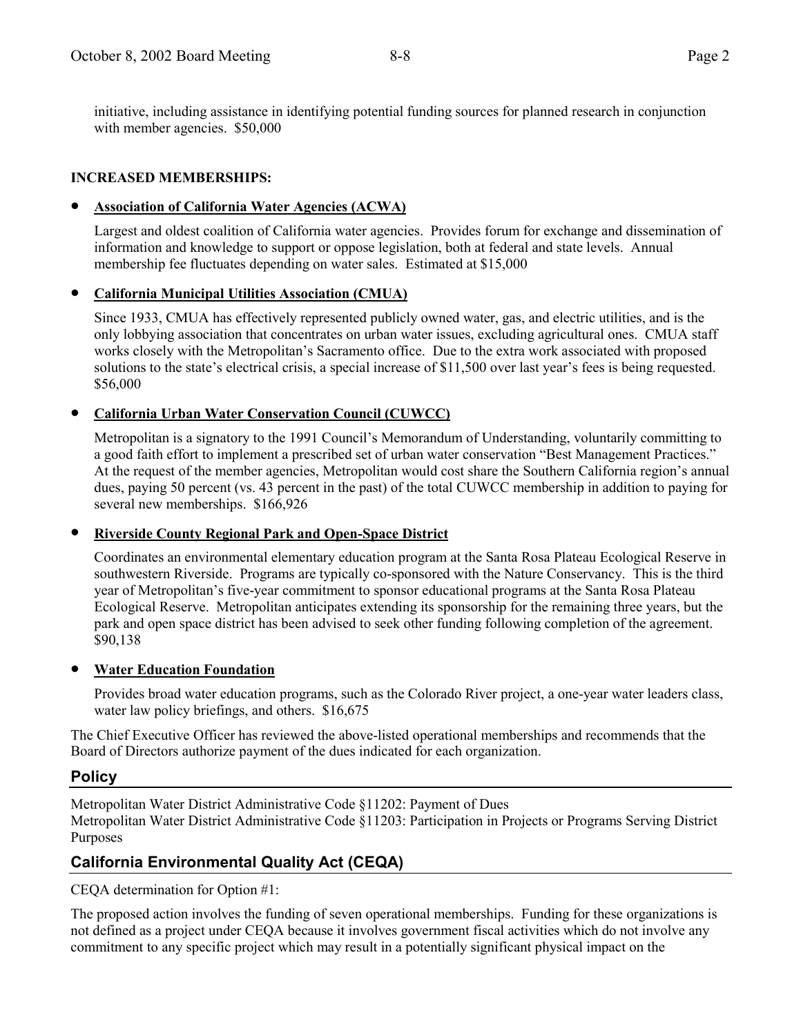initiative, including assistance in identifying potential funding sources for planned research in conjunction with member agencies. $50,000

**INCREASED MEMBERSHIPS:**

- **Association of California Water Agencies (ACWA)**

  Largest and oldest coalition of California water agencies. Provides forum for exchange and dissemination of information and knowledge to support or oppose legislation, both at federal and state levels. Annual membership fee fluctuates depending on water sales. Estimated at $15,000

- **California Municipal Utilities Association (CMUA)**

  Since 1933, CMUA has effectively represented publicly owned water, gas, and electric utilities, and is the only lobbying association that concentrates on urban water issues, excluding agricultural ones. CMUA staff works closely with the Metropolitan's Sacramento office. Due to the extra work associated with proposed solutions to the state's electrical crisis, a special increase of $11,500 over last year's fees is being requested. $56,000

- **California Urban Water Conservation Council (CUWCC)**

  Metropolitan is a signatory to the 1991 Council's Memorandum of Understanding, voluntarily committing to a good faith effort to implement a prescribed set of urban water conservation "Best Management Practices." At the request of the member agencies, Metropolitan would cost share the Southern California region's annual dues, paying 50 percent (vs. 43 percent in the past) of the total CUWCC membership in addition to paying for several new memberships. $166,926

- **Riverside County Regional Park and Open-Space District**

  Coordinates an environmental elementary education program at the Santa Rosa Plateau Ecological Reserve in southwestern Riverside. Programs are typically co-sponsored with the Nature Conservancy. This is the third year of Metropolitan's five-year commitment to sponsor educational programs at the Santa Rosa Plateau Ecological Reserve. Metropolitan anticipates extending its sponsorship for the remaining three years, but the park and open space district has been advised to seek other funding following completion of the agreement. $90,138

- **Water Education Foundation**

  Provides broad water education programs, such as the Colorado River project, a one-year water leaders class, water law policy briefings, and others. $16,675

The Chief Executive Officer has reviewed the above-listed operational memberships and recommends that the Board of Directors authorize payment of the dues indicated for each organization.

## Policy

Metropolitan Water District Administrative Code §11202: Payment of Dues
Metropolitan Water District Administrative Code §11203: Participation in Projects or Programs Serving District Purposes

## California Environmental Quality Act (CEQA)

CEQA determination for Option #1:

The proposed action involves the funding of seven operational memberships. Funding for these organizations is not defined as a project under CEQA because it involves government fiscal activities which do not involve any commitment to any specific project which may result in a potentially significant physical impact on the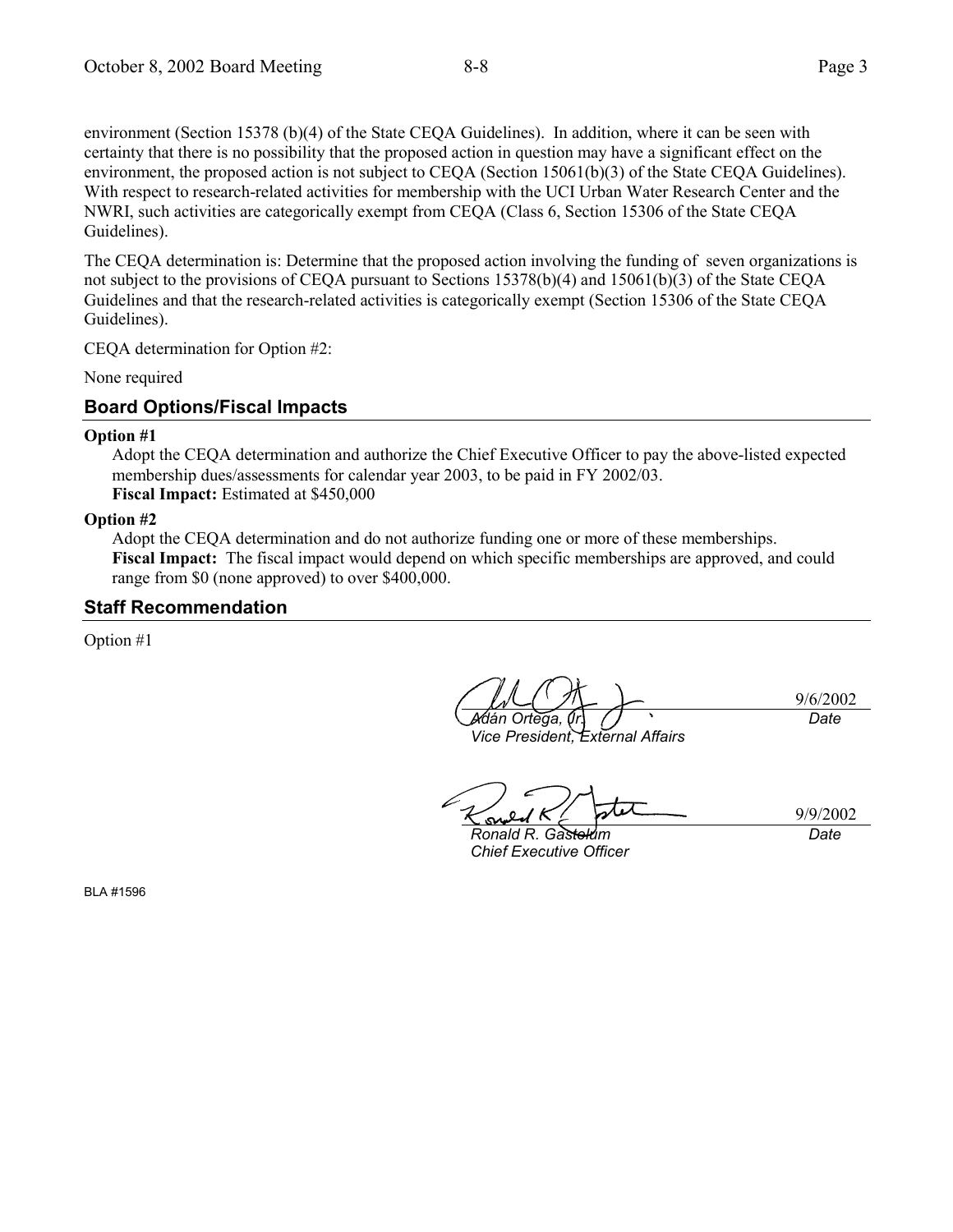environment (Section 15378 (b)(4) of the State CEQA Guidelines). In addition, where it can be seen with certainty that there is no possibility that the proposed action in question may have a significant effect on the environment, the proposed action is not subject to CEQA (Section 15061(b)(3) of the State CEQA Guidelines). With respect to research-related activities for membership with the UCI Urban Water Research Center and the NWRI, such activities are categorically exempt from CEQA (Class 6, Section 15306 of the State CEQA Guidelines).

The CEQA determination is: Determine that the proposed action involving the funding of seven organizations is not subject to the provisions of CEQA pursuant to Sections 15378(b)(4) and 15061(b)(3) of the State CEQA Guidelines and that the research-related activities is categorically exempt (Section 15306 of the State CEQA Guidelines).

CEQA determination for Option #2:

None required

## Board Options/Fiscal Impacts

**Option #1**

Adopt the CEQA determination and authorize the Chief Executive Officer to pay the above-listed expected membership dues/assessments for calendar year 2003, to be paid in FY 2002/03.
**Fiscal Impact:** Estimated at $450,000

**Option #2**

Adopt the CEQA determination and do not authorize funding one or more of these memberships.
**Fiscal Impact:** The fiscal impact would depend on which specific memberships are approved, and could range from $0 (none approved) to over $400,000.

## Staff Recommendation

Option #1

| | |
|---|---|
| *Adán Ortega, Jr.* | 9/6/2002 |
| *Vice President, External Affairs* | *Date* |

| | |
|---|---|
| *Ronald R. Gastelum* | 9/9/2002 |
| *Chief Executive Officer* | *Date* |

BLA #1596